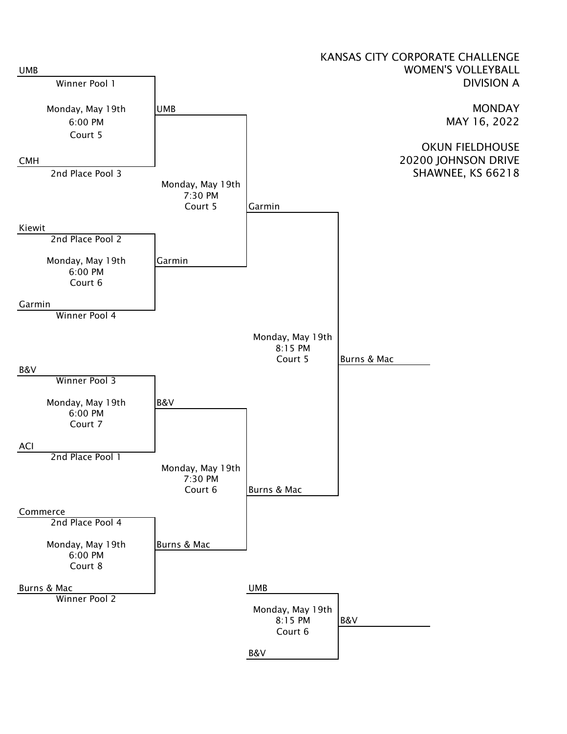KANSAS CITY CORPORATE CHALLENGE
WOMEN'S VOLLEYBALL
DIVISION A

MONDAY
MAY 16, 2022

OKUN FIELDHOUSE
20200 JOHNSON DRIVE
SHAWNEE, KS 66218

UMB
Winner Pool 1

Monday, May 19th
6:00 PM
Court 5

CMH
2nd Place Pool 3

UMB

Monday, May 19th
7:30 PM
Court 5

Garmin

Kiewit
2nd Place Pool 2

Monday, May 19th
6:00 PM
Court 6

Garmin
Winner Pool 4

Garmin

Monday, May 19th
8:15 PM
Court 5

Burns & Mac

B&V
Winner Pool 3

Monday, May 19th
6:00 PM
Court 7

ACI
2nd Place Pool 1

B&V

Monday, May 19th
7:30 PM
Court 6

Burns & Mac

Commerce
2nd Place Pool 4

Monday, May 19th
6:00 PM
Court 8

Burns & Mac
Winner Pool 2

Burns & Mac

UMB

Monday, May 19th
8:15 PM
Court 6

B&V

B&V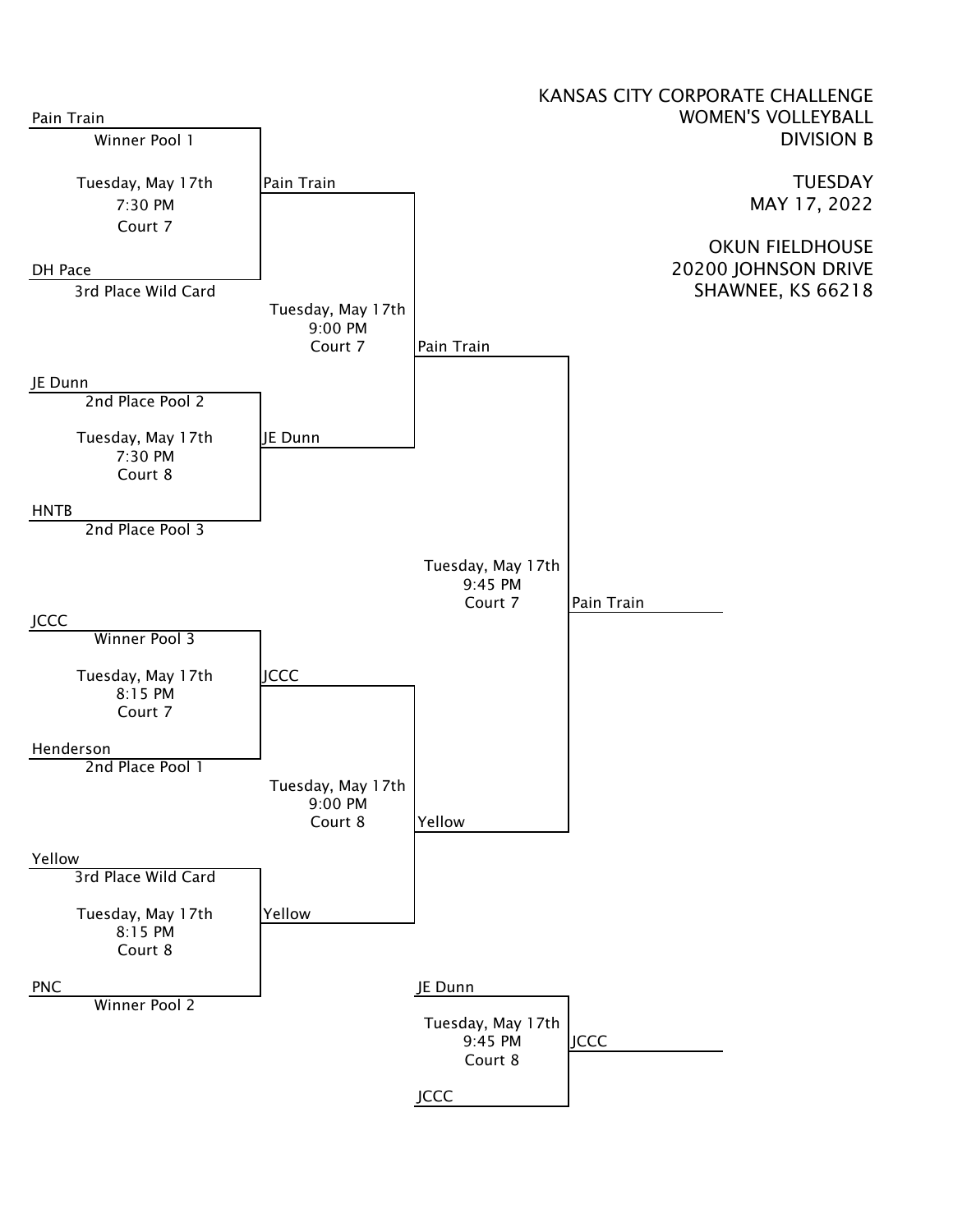KANSAS CITY CORPORATE CHALLENGE
WOMEN'S VOLLEYBALL
DIVISION B

TUESDAY
MAY 17, 2022

OKUN FIELDHOUSE
20200 JOHNSON DRIVE
SHAWNEE, KS 66218

## First Round

Pain Train (Winner Pool 1) vs. DH Pace (3rd Place Wild Card)
Tuesday, May 17th
7:30 PM
Court 7
Winner: Pain Train

JE Dunn (2nd Place Pool 2) vs. HNTB (2nd Place Pool 3)
Tuesday, May 17th
7:30 PM
Court 8
Winner: JE Dunn

JCCC (Winner Pool 3) vs. Henderson (2nd Place Pool 1)
Tuesday, May 17th
8:15 PM
Court 7
Winner: JCCC

Yellow (3rd Place Wild Card) vs. PNC (Winner Pool 2)
Tuesday, May 17th
8:15 PM
Court 8
Winner: Yellow

## Semifinals

Pain Train vs. JE Dunn
Tuesday, May 17th
9:00 PM
Court 7
Winner: Pain Train

JCCC vs. Yellow
Tuesday, May 17th
9:00 PM
Court 8
Winner: Yellow

## Final

Pain Train vs. Yellow
Tuesday, May 17th
9:45 PM
Court 7
Winner: Pain Train

## Third Place

JE Dunn vs. JCCC
Tuesday, May 17th
9:45 PM
Court 8
Winner: JCCC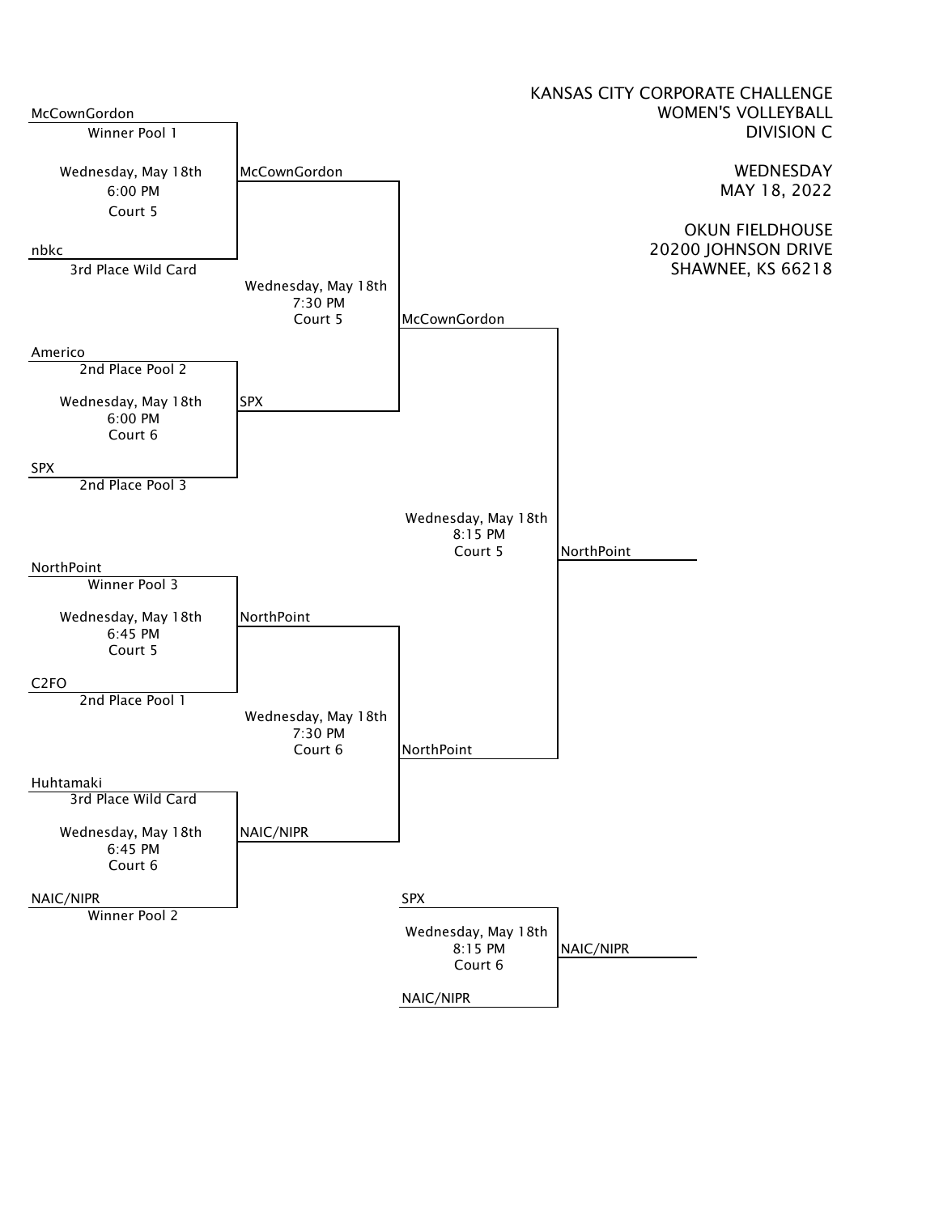KANSAS CITY CORPORATE CHALLENGE
WOMEN'S VOLLEYBALL
DIVISION C

WEDNESDAY
MAY 18, 2022

OKUN FIELDHOUSE
20200 JOHNSON DRIVE
SHAWNEE, KS 66218

McCownGordon
Winner Pool 1

Wednesday, May 18th
6:00 PM
Court 5

nbkc
3rd Place Wild Card

McCownGordon

Wednesday, May 18th
7:30 PM
Court 5

McCownGordon

Americo
2nd Place Pool 2

Wednesday, May 18th
6:00 PM
Court 6

SPX
2nd Place Pool 3

SPX

Wednesday, May 18th
8:15 PM
Court 5

NorthPoint

NorthPoint
Winner Pool 3

Wednesday, May 18th
6:45 PM
Court 5

C2FO
2nd Place Pool 1

NorthPoint

Wednesday, May 18th
7:30 PM
Court 6

NorthPoint

Huhtamaki
3rd Place Wild Card

Wednesday, May 18th
6:45 PM
Court 6

NAIC/NIPR
Winner Pool 2

NAIC/NIPR

SPX

Wednesday, May 18th
8:15 PM
Court 6

NAIC/NIPR

NAIC/NIPR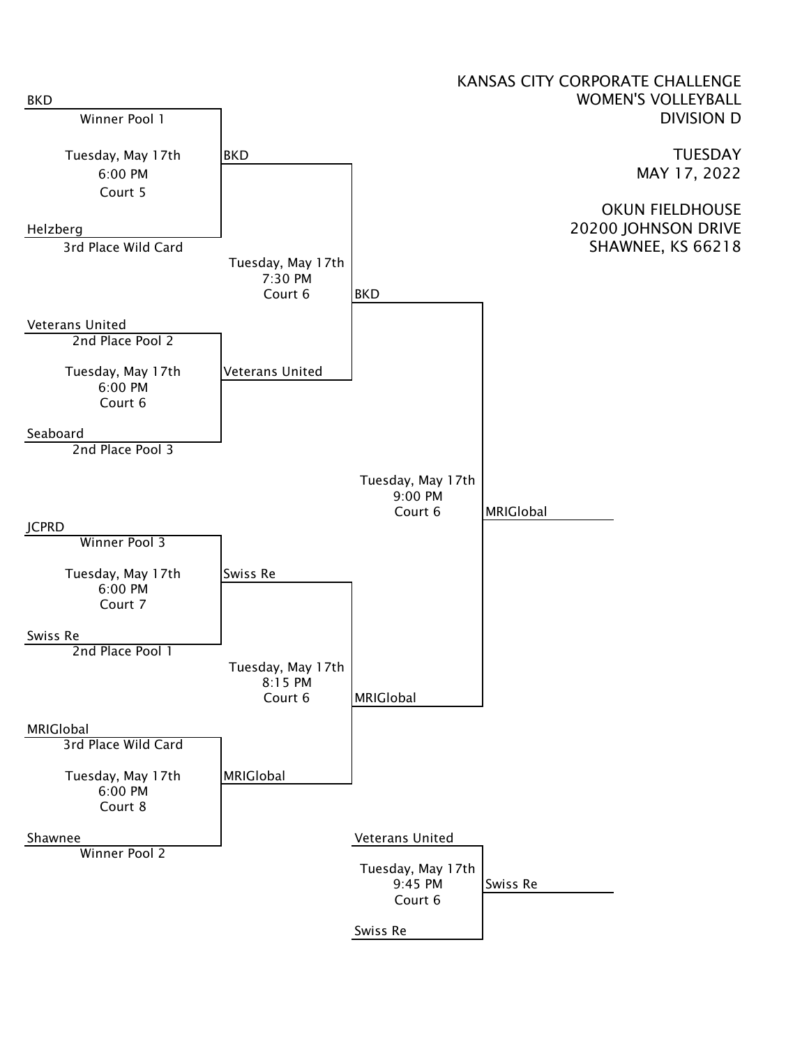# KANSAS CITY CORPORATE CHALLENGE
## WOMEN'S VOLLEYBALL
## DIVISION D

TUESDAY
MAY 17, 2022

OKUN FIELDHOUSE
20200 JOHNSON DRIVE
SHAWNEE, KS 66218

### First Round

BKD (Winner Pool 1) vs. Helzberg (3rd Place Wild Card)
Tuesday, May 17th
6:00 PM
Court 5
Winner: BKD

Veterans United (2nd Place Pool 2) vs. Seaboard (2nd Place Pool 3)
Tuesday, May 17th
6:00 PM
Court 6
Winner: Veterans United

JCPRD (Winner Pool 3) vs. Swiss Re (2nd Place Pool 1)
Tuesday, May 17th
6:00 PM
Court 7
Winner: Swiss Re

MRIGlobal (3rd Place Wild Card) vs. Shawnee (Winner Pool 2)
Tuesday, May 17th
6:00 PM
Court 8
Winner: MRIGlobal

### Semifinals

BKD vs. Veterans United
Tuesday, May 17th
7:30 PM
Court 6
Winner: BKD

Swiss Re vs. MRIGlobal
Tuesday, May 17th
8:15 PM
Court 6
Winner: MRIGlobal

### Final

BKD vs. MRIGlobal
Tuesday, May 17th
9:00 PM
Court 6
Winner: MRIGlobal

### Third Place

Veterans United vs. Swiss Re
Tuesday, May 17th
9:45 PM
Court 6
Winner: Swiss Re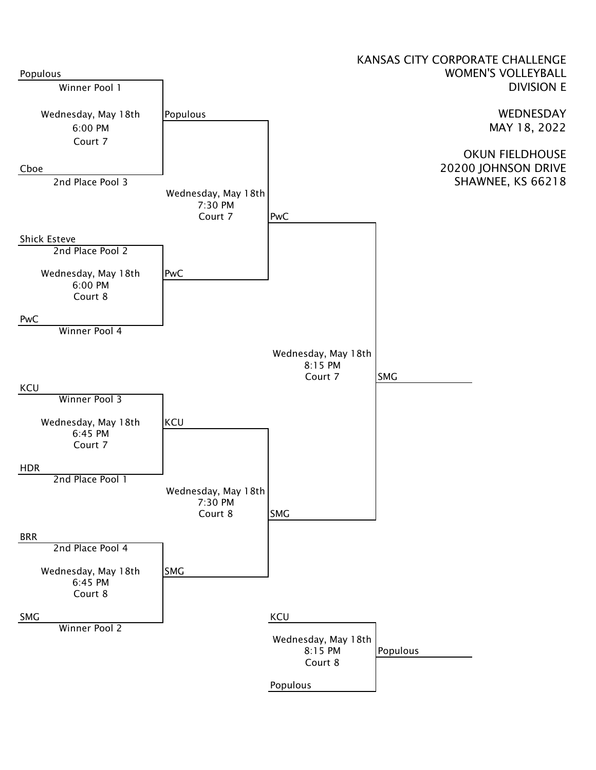# KANSAS CITY CORPORATE CHALLENGE
## WOMEN'S VOLLEYBALL
## DIVISION E

WEDNESDAY
MAY 18, 2022

OKUN FIELDHOUSE
20200 JOHNSON DRIVE
SHAWNEE, KS 66218

### First Round

**Wednesday, May 18th, 6:00 PM, Court 7**
- Populous (Winner Pool 1)
- Cboe (2nd Place Pool 3)
- Winner: Populous

**Wednesday, May 18th, 6:00 PM, Court 8**
- Shick Esteve (2nd Place Pool 2)
- PwC (Winner Pool 4)
- Winner: PwC

**Wednesday, May 18th, 6:45 PM, Court 7**
- KCU (Winner Pool 3)
- HDR (2nd Place Pool 1)
- Winner: KCU

**Wednesday, May 18th, 6:45 PM, Court 8**
- BRR (2nd Place Pool 4)
- SMG (Winner Pool 2)
- Winner: SMG

### Semifinals

**Wednesday, May 18th, 7:30 PM, Court 7**
- Populous
- PwC
- Winner: PwC

**Wednesday, May 18th, 7:30 PM, Court 8**
- KCU
- SMG
- Winner: SMG

### Final

**Wednesday, May 18th, 8:15 PM, Court 7**
- PwC
- SMG
- Winner: SMG

### Consolation

**Wednesday, May 18th, 8:15 PM, Court 8**
- KCU
- Populous
- Winner: Populous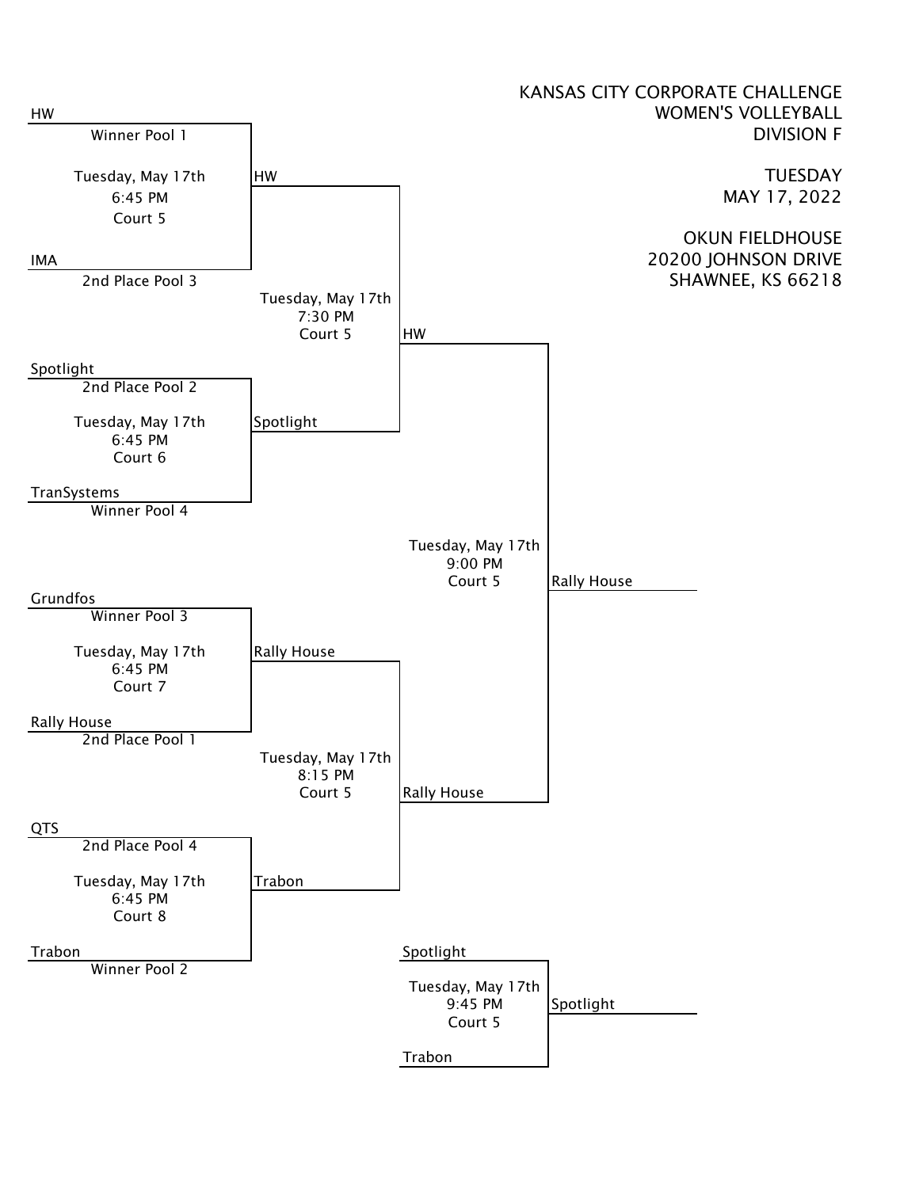KANSAS CITY CORPORATE CHALLENGE
WOMEN'S VOLLEYBALL
DIVISION F

TUESDAY
MAY 17, 2022

OKUN FIELDHOUSE
20200 JOHNSON DRIVE
SHAWNEE, KS 66218

## Round 1

| Match | Team 1 | Team 2 | Date | Time | Court | Winner |
|---|---|---|---|---|---|---|
| 1 | HW (Winner Pool 1) | IMA (2nd Place Pool 3) | Tuesday, May 17th | 6:45 PM | Court 5 | HW |
| 2 | Spotlight (2nd Place Pool 2) | TranSystems (Winner Pool 4) | Tuesday, May 17th | 6:45 PM | Court 6 | Spotlight |
| 3 | Grundfos (Winner Pool 3) | Rally House (2nd Place Pool 1) | Tuesday, May 17th | 6:45 PM | Court 7 | Rally House |
| 4 | QTS (2nd Place Pool 4) | Trabon (Winner Pool 2) | Tuesday, May 17th | 6:45 PM | Court 8 | Trabon |

## Semifinals

| Team 1 | Team 2 | Date | Time | Court | Winner |
|---|---|---|---|---|---|
| HW | Spotlight | Tuesday, May 17th | 7:30 PM | Court 5 | HW |
| Rally House | Trabon | Tuesday, May 17th | 8:15 PM | Court 5 | Rally House |

## Final

| Team 1 | Team 2 | Date | Time | Court | Winner |
|---|---|---|---|---|---|
| HW | Rally House | Tuesday, May 17th | 9:00 PM | Court 5 | Rally House |

## Third Place

| Team 1 | Team 2 | Date | Time | Court | Winner |
|---|---|---|---|---|---|
| Spotlight | Trabon | Tuesday, May 17th | 9:45 PM | Court 5 | Spotlight |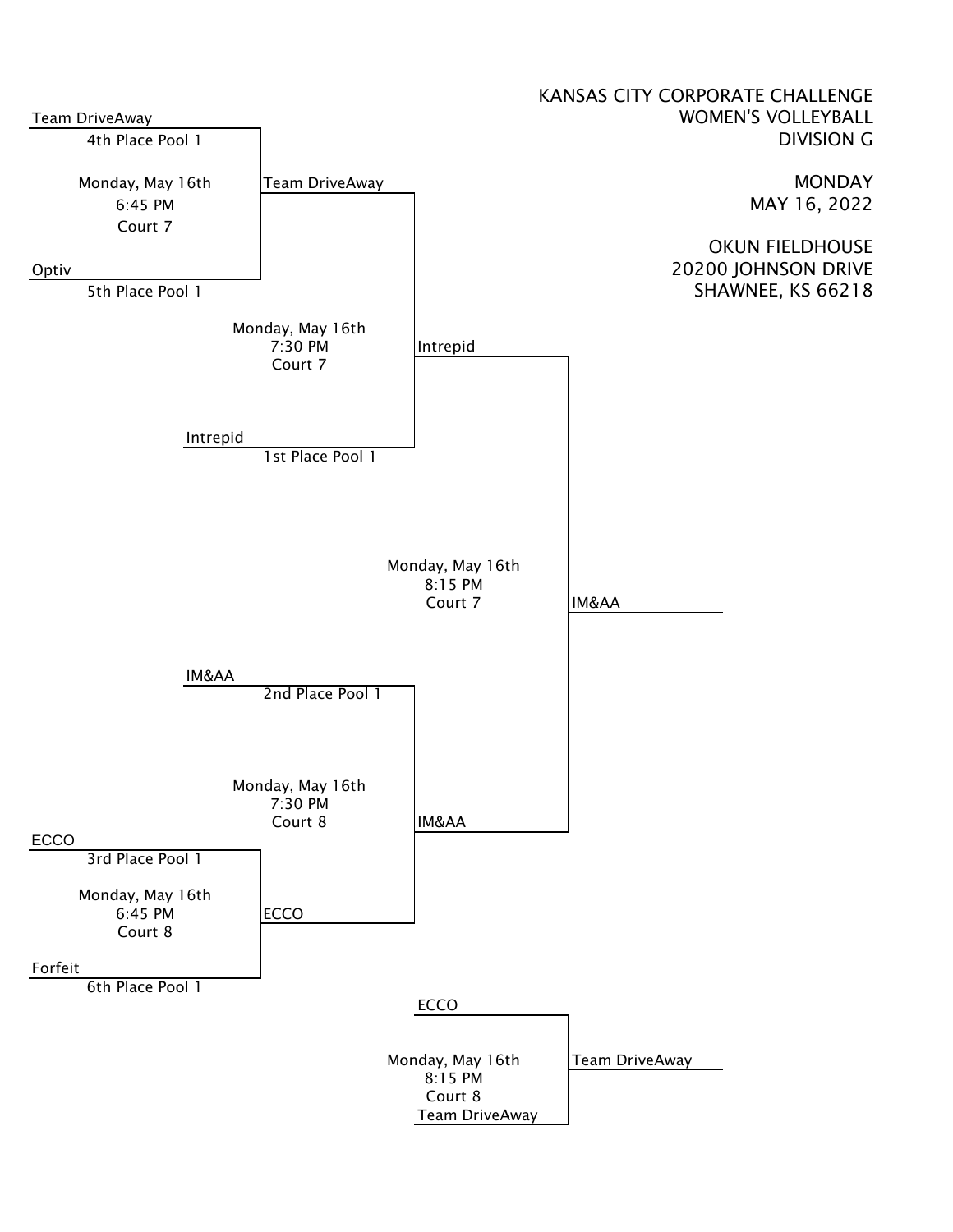KANSAS CITY CORPORATE CHALLENGE
WOMEN'S VOLLEYBALL
DIVISION G

MONDAY
MAY 16, 2022

OKUN FIELDHOUSE
20200 JOHNSON DRIVE
SHAWNEE, KS 66218

Team DriveAway
4th Place Pool 1

Monday, May 16th
6:45 PM
Court 7

Optiv
5th Place Pool 1

Team DriveAway

Monday, May 16th
7:30 PM
Court 7

Intrepid
1st Place Pool 1

Intrepid

Monday, May 16th
8:15 PM
Court 7

IM&AA

IM&AA
2nd Place Pool 1

Monday, May 16th
7:30 PM
Court 8

IM&AA

ECCO
3rd Place Pool 1

Monday, May 16th
6:45 PM
Court 8

Forfeit
6th Place Pool 1

ECCO

ECCO

Monday, May 16th
8:15 PM
Court 8

Team DriveAway

Team DriveAway